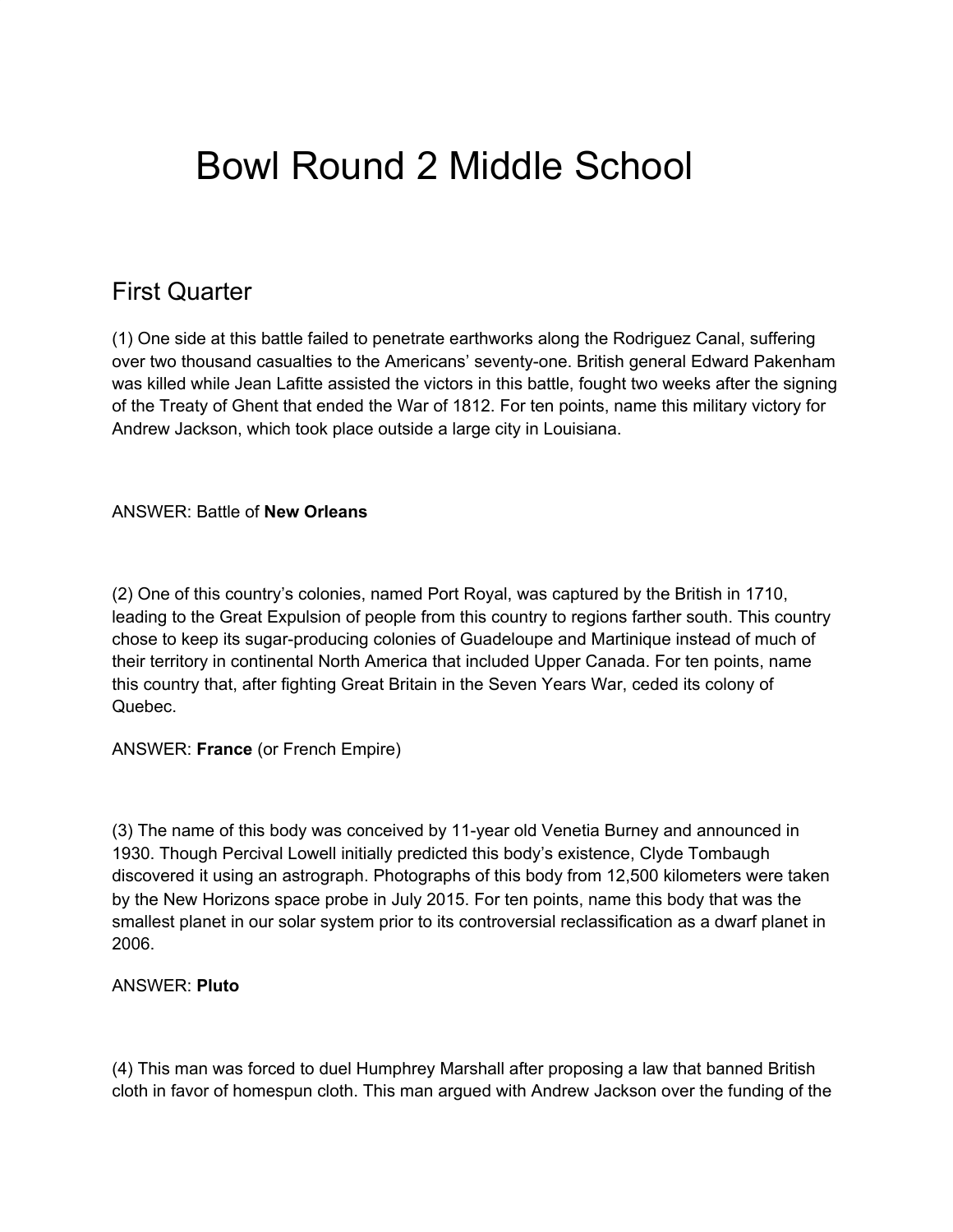# Bowl Round 2 Middle School

## First Quarter

(1) One side at this battle failed to penetrate earthworks along the Rodriguez Canal, suffering over two thousand casualties to the Americans' seventy-one. British general Edward Pakenham was killed while Jean Lafitte assisted the victors in this battle, fought two weeks after the signing of the Treaty of Ghent that ended the War of 1812. For ten points, name this military victory for Andrew Jackson, which took place outside a large city in Louisiana.

ANSWER: Battle of **New Orleans**

(2) One of this country's colonies, named Port Royal, was captured by the British in 1710, leading to the Great Expulsion of people from this country to regions farther south. This country chose to keep its sugar-producing colonies of Guadeloupe and Martinique instead of much of their territory in continental North America that included Upper Canada. For ten points, name this country that, after fighting Great Britain in the Seven Years War, ceded its colony of Quebec.

ANSWER: **France** (or French Empire)

(3) The name of this body was conceived by 11-year old Venetia Burney and announced in 1930. Though Percival Lowell initially predicted this body's existence, Clyde Tombaugh discovered it using an astrograph. Photographs of this body from 12,500 kilometers were taken by the New Horizons space probe in July 2015. For ten points, name this body that was the smallest planet in our solar system prior to its controversial reclassification as a dwarf planet in 2006.

ANSWER: **Pluto**

(4) This man was forced to duel Humphrey Marshall after proposing a law that banned British cloth in favor of homespun cloth. This man argued with Andrew Jackson over the funding of the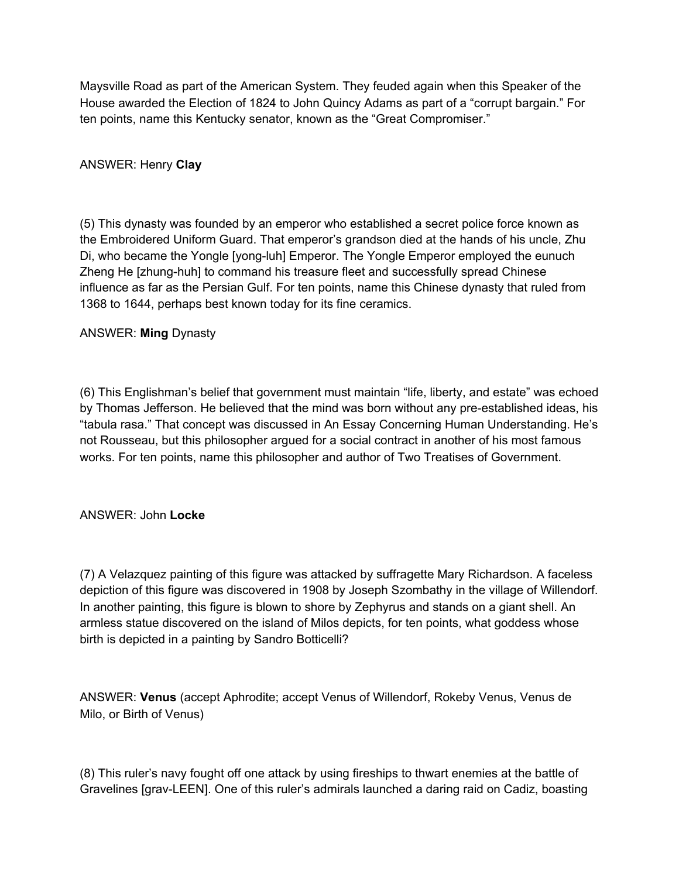Maysville Road as part of the American System. They feuded again when this Speaker of the House awarded the Election of 1824 to John Quincy Adams as part of a "corrupt bargain." For ten points, name this Kentucky senator, known as the "Great Compromiser."

ANSWER: Henry **Clay**

(5) This dynasty was founded by an emperor who established a secret police force known as the Embroidered Uniform Guard. That emperor's grandson died at the hands of his uncle, Zhu Di, who became the Yongle [yong-luh] Emperor. The Yongle Emperor employed the eunuch Zheng He [zhung-huh] to command his treasure fleet and successfully spread Chinese influence as far as the Persian Gulf. For ten points, name this Chinese dynasty that ruled from 1368 to 1644, perhaps best known today for its fine ceramics.

ANSWER: **Ming** Dynasty

(6) This Englishman's belief that government must maintain "life, liberty, and estate" was echoed by Thomas Jefferson. He believed that the mind was born without any pre-established ideas, his "tabula rasa." That concept was discussed in An Essay Concerning Human Understanding. He's not Rousseau, but this philosopher argued for a social contract in another of his most famous works. For ten points, name this philosopher and author of Two Treatises of Government.

ANSWER: John **Locke**

(7) A Velazquez painting of this figure was attacked by suffragette Mary Richardson. A faceless depiction of this figure was discovered in 1908 by Joseph Szombathy in the village of Willendorf. In another painting, this figure is blown to shore by Zephyrus and stands on a giant shell. An armless statue discovered on the island of Milos depicts, for ten points, what goddess whose birth is depicted in a painting by Sandro Botticelli?

ANSWER: **Venus** (accept Aphrodite; accept Venus of Willendorf, Rokeby Venus, Venus de Milo, or Birth of Venus)

(8) This ruler's navy fought off one attack by using fireships to thwart enemies at the battle of Gravelines [grav-LEEN]. One of this ruler's admirals launched a daring raid on Cadiz, boasting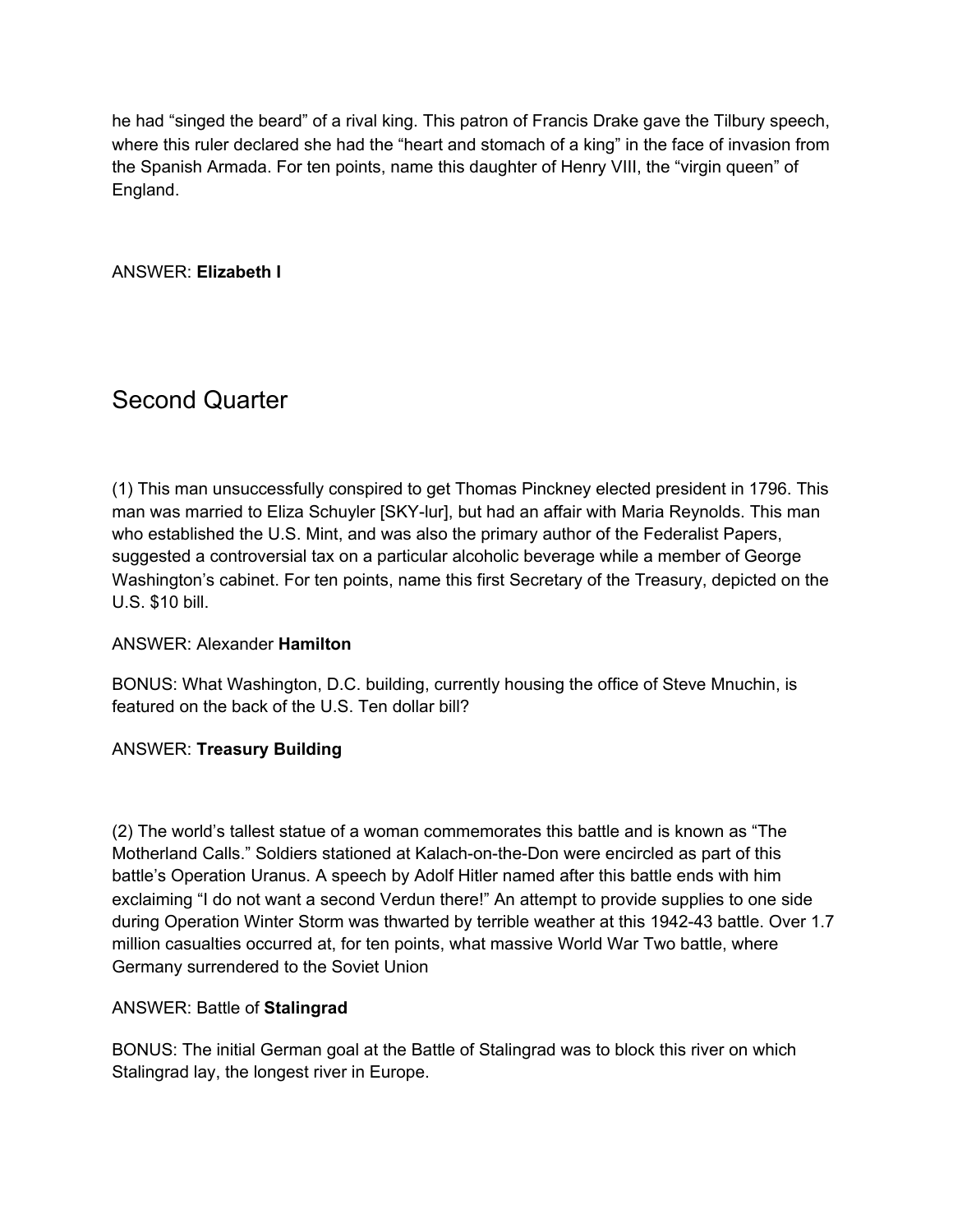he had “singed the beard” of a rival king. This patron of Francis Drake gave the Tilbury speech, where this ruler declared she had the “heart and stomach of a king” in the face of invasion from the Spanish Armada. For ten points, name this daughter of Henry VIII, the “virgin queen” of England.

ANSWER: **Elizabeth I**

## Second Quarter

(1) This man unsuccessfully conspired to get Thomas Pinckney elected president in 1796. This man was married to Eliza Schuyler [SKY-lur], but had an affair with Maria Reynolds. This man who established the U.S. Mint, and was also the primary author of the Federalist Papers, suggested a controversial tax on a particular alcoholic beverage while a member of George Washington’s cabinet. For ten points, name this first Secretary of the Treasury, depicted on the U.S. $10 bill.

ANSWER: Alexander **Hamilton**

BONUS: What Washington, D.C. building, currently housing the office of Steve Mnuchin, is featured on the back of the U.S. Ten dollar bill?

ANSWER: **Treasury Building**

(2) The world’s tallest statue of a woman commemorates this battle and is known as “The Motherland Calls.” Soldiers stationed at Kalach-on-the-Don were encircled as part of this battle’s Operation Uranus. A speech by Adolf Hitler named after this battle ends with him exclaiming “I do not want a second Verdun there!” An attempt to provide supplies to one side during Operation Winter Storm was thwarted by terrible weather at this 1942-43 battle. Over 1.7 million casualties occurred at, for ten points, what massive World War Two battle, where Germany surrendered to the Soviet Union

ANSWER: Battle of **Stalingrad**

BONUS: The initial German goal at the Battle of Stalingrad was to block this river on which Stalingrad lay, the longest river in Europe.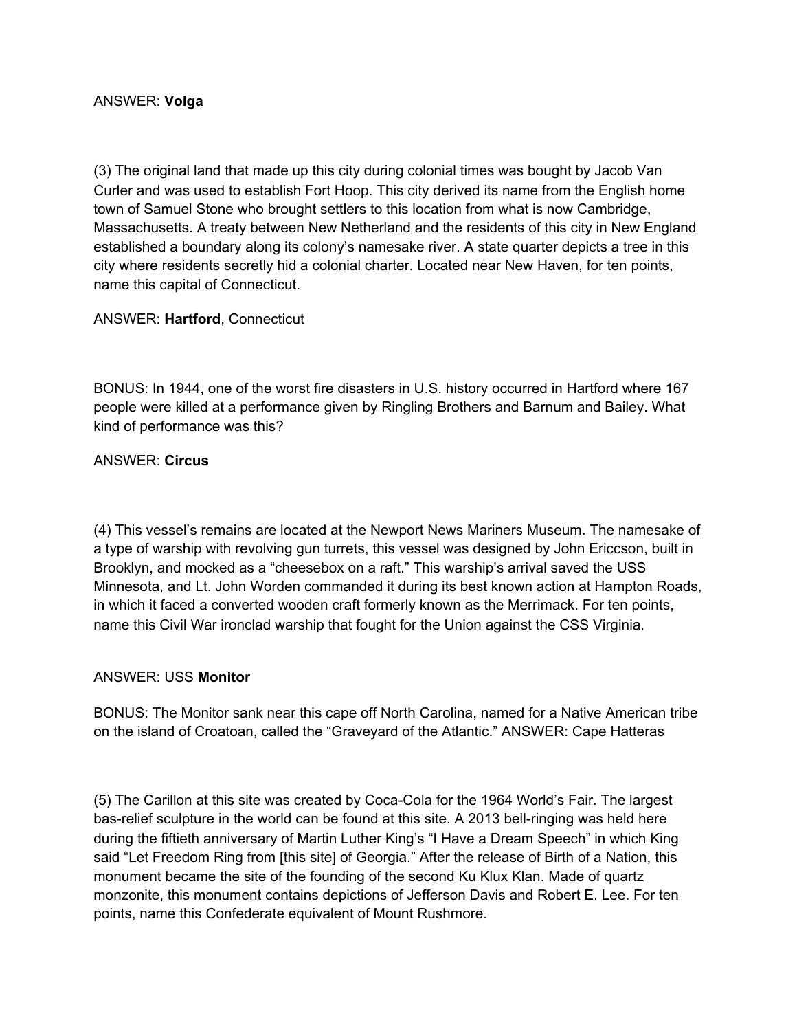ANSWER: **Volga**

(3) The original land that made up this city during colonial times was bought by Jacob Van Curler and was used to establish Fort Hoop. This city derived its name from the English home town of Samuel Stone who brought settlers to this location from what is now Cambridge, Massachusetts. A treaty between New Netherland and the residents of this city in New England established a boundary along its colony's namesake river. A state quarter depicts a tree in this city where residents secretly hid a colonial charter. Located near New Haven, for ten points, name this capital of Connecticut.

ANSWER: **Hartford**, Connecticut

BONUS: In 1944, one of the worst fire disasters in U.S. history occurred in Hartford where 167 people were killed at a performance given by Ringling Brothers and Barnum and Bailey. What kind of performance was this?

ANSWER: **Circus**

(4) This vessel's remains are located at the Newport News Mariners Museum. The namesake of a type of warship with revolving gun turrets, this vessel was designed by John Ericcson, built in Brooklyn, and mocked as a "cheesebox on a raft." This warship's arrival saved the USS Minnesota, and Lt. John Worden commanded it during its best known action at Hampton Roads, in which it faced a converted wooden craft formerly known as the Merrimack. For ten points, name this Civil War ironclad warship that fought for the Union against the CSS Virginia.

ANSWER: USS **Monitor**

BONUS: The Monitor sank near this cape off North Carolina, named for a Native American tribe on the island of Croatoan, called the "Graveyard of the Atlantic." ANSWER: Cape Hatteras

(5) The Carillon at this site was created by Coca-Cola for the 1964 World's Fair. The largest bas-relief sculpture in the world can be found at this site. A 2013 bell-ringing was held here during the fiftieth anniversary of Martin Luther King's "I Have a Dream Speech" in which King said "Let Freedom Ring from [this site] of Georgia." After the release of Birth of a Nation, this monument became the site of the founding of the second Ku Klux Klan. Made of quartz monzonite, this monument contains depictions of Jefferson Davis and Robert E. Lee. For ten points, name this Confederate equivalent of Mount Rushmore.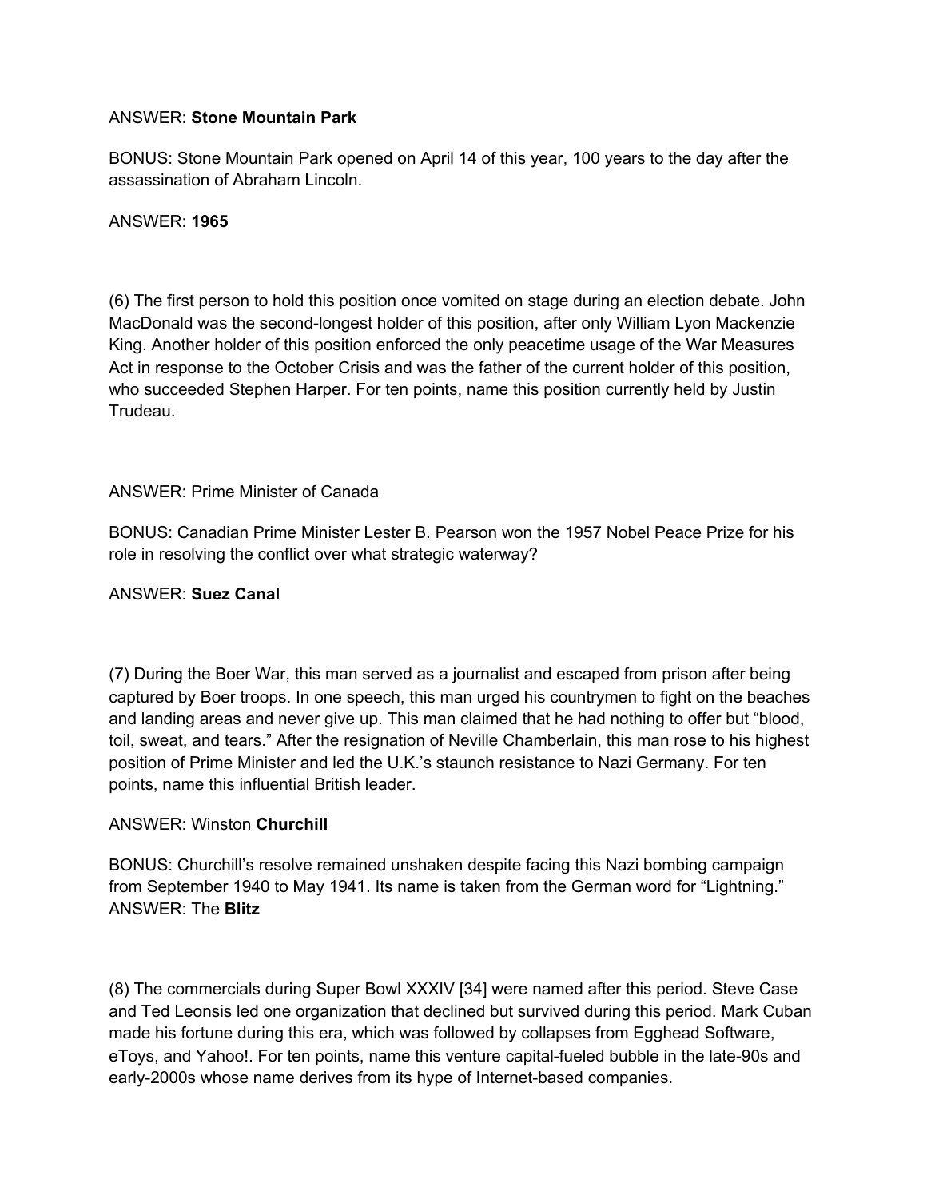ANSWER: **Stone Mountain Park**

BONUS: Stone Mountain Park opened on April 14 of this year, 100 years to the day after the assassination of Abraham Lincoln.

ANSWER: **1965**

(6) The first person to hold this position once vomited on stage during an election debate. John MacDonald was the second-longest holder of this position, after only William Lyon Mackenzie King. Another holder of this position enforced the only peacetime usage of the War Measures Act in response to the October Crisis and was the father of the current holder of this position, who succeeded Stephen Harper. For ten points, name this position currently held by Justin Trudeau.

ANSWER: Prime Minister of Canada

BONUS: Canadian Prime Minister Lester B. Pearson won the 1957 Nobel Peace Prize for his role in resolving the conflict over what strategic waterway?

ANSWER: **Suez Canal**

(7) During the Boer War, this man served as a journalist and escaped from prison after being captured by Boer troops. In one speech, this man urged his countrymen to fight on the beaches and landing areas and never give up. This man claimed that he had nothing to offer but "blood, toil, sweat, and tears." After the resignation of Neville Chamberlain, this man rose to his highest position of Prime Minister and led the U.K.'s staunch resistance to Nazi Germany. For ten points, name this influential British leader.

ANSWER: Winston **Churchill**

BONUS: Churchill's resolve remained unshaken despite facing this Nazi bombing campaign from September 1940 to May 1941. Its name is taken from the German word for "Lightning."
ANSWER: The **Blitz**

(8) The commercials during Super Bowl XXXIV [34] were named after this period. Steve Case and Ted Leonsis led one organization that declined but survived during this period. Mark Cuban made his fortune during this era, which was followed by collapses from Egghead Software, eToys, and Yahoo!. For ten points, name this venture capital-fueled bubble in the late-90s and early-2000s whose name derives from its hype of Internet-based companies.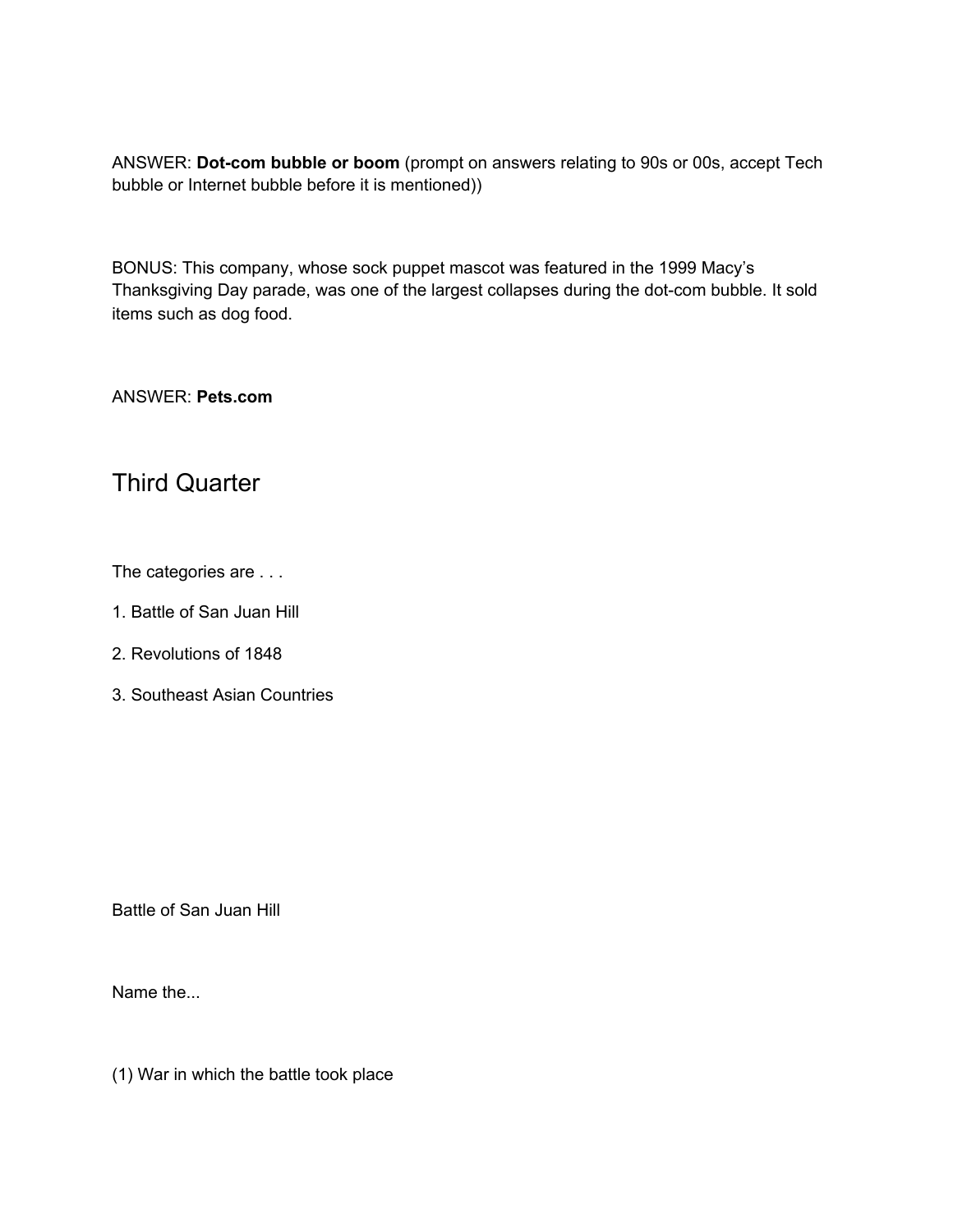ANSWER: **Dot-com bubble or boom** (prompt on answers relating to 90s or 00s, accept Tech bubble or Internet bubble before it is mentioned))

BONUS: This company, whose sock puppet mascot was featured in the 1999 Macy's Thanksgiving Day parade, was one of the largest collapses during the dot-com bubble. It sold items such as dog food.

ANSWER: **Pets.com**

## Third Quarter

The categories are . . .

1. Battle of San Juan Hill
2. Revolutions of 1848
3. Southeast Asian Countries

Battle of San Juan Hill

Name the...

(1) War in which the battle took place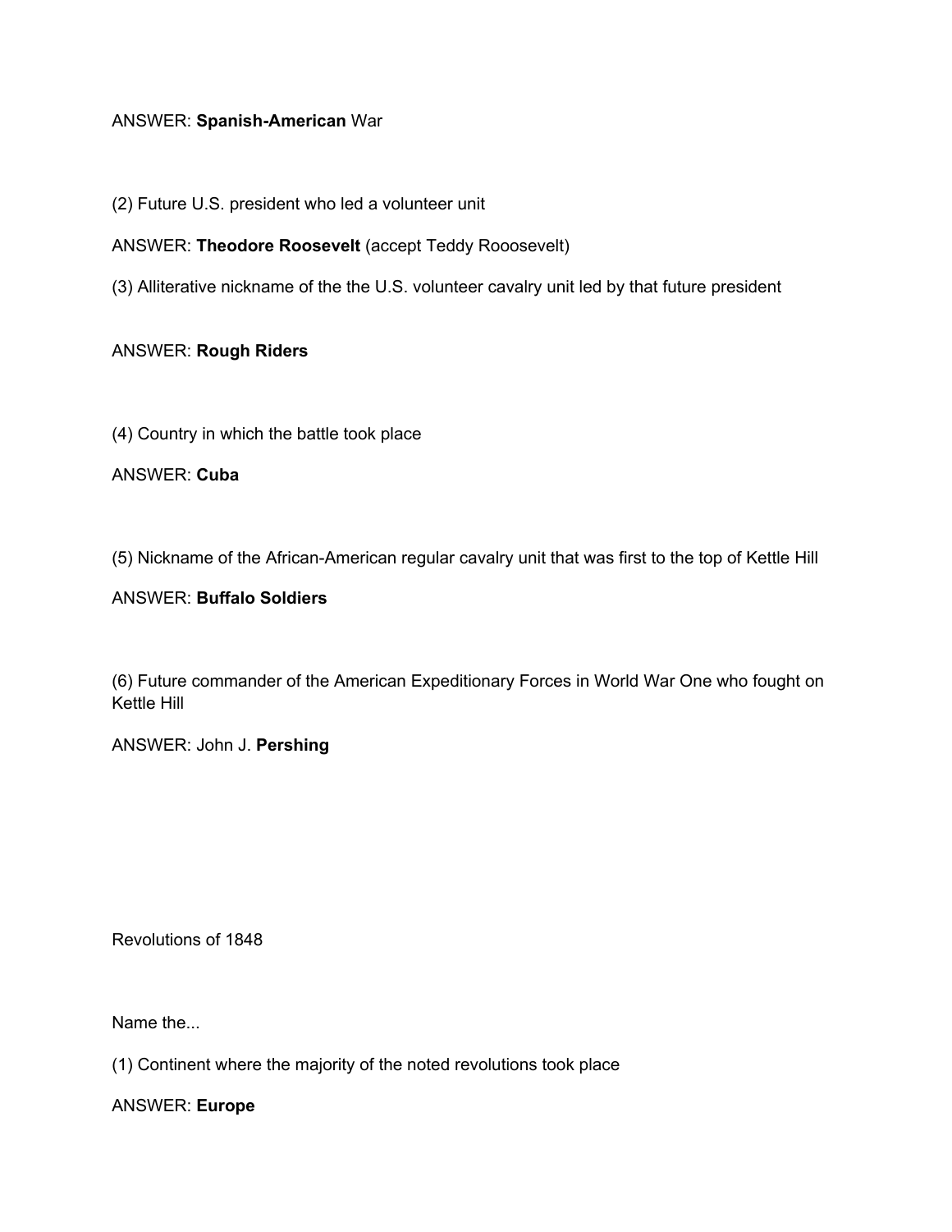ANSWER: **Spanish-American** War

(2) Future U.S. president who led a volunteer unit

ANSWER: **Theodore Roosevelt** (accept Teddy Rooosevelt)

(3) Alliterative nickname of the the U.S. volunteer cavalry unit led by that future president

ANSWER: **Rough Riders**

(4) Country in which the battle took place

ANSWER: **Cuba**

(5) Nickname of the African-American regular cavalry unit that was first to the top of Kettle Hill

ANSWER: **Buffalo Soldiers**

(6) Future commander of the American Expeditionary Forces in World War One who fought on Kettle Hill

ANSWER: John J. **Pershing**

Revolutions of 1848

Name the...

(1) Continent where the majority of the noted revolutions took place

ANSWER: **Europe**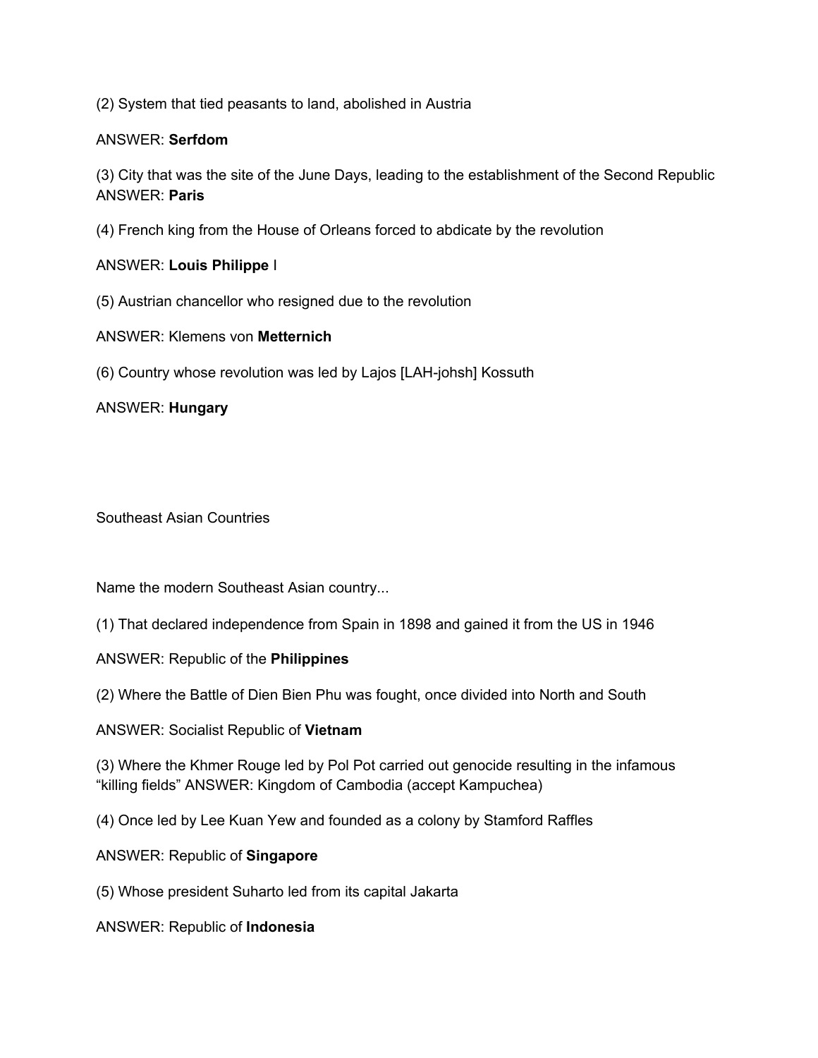(2) System that tied peasants to land, abolished in Austria

ANSWER: **Serfdom**

(3) City that was the site of the June Days, leading to the establishment of the Second Republic
ANSWER: **Paris**

(4) French king from the House of Orleans forced to abdicate by the revolution

ANSWER: **Louis Philippe** I

(5) Austrian chancellor who resigned due to the revolution

ANSWER: Klemens von **Metternich**

(6) Country whose revolution was led by Lajos [LAH-johsh] Kossuth

ANSWER: **Hungary**

Southeast Asian Countries

Name the modern Southeast Asian country...

(1) That declared independence from Spain in 1898 and gained it from the US in 1946

ANSWER: Republic of the **Philippines**

(2) Where the Battle of Dien Bien Phu was fought, once divided into North and South

ANSWER: Socialist Republic of **Vietnam**

(3) Where the Khmer Rouge led by Pol Pot carried out genocide resulting in the infamous "killing fields" ANSWER: Kingdom of Cambodia (accept Kampuchea)

(4) Once led by Lee Kuan Yew and founded as a colony by Stamford Raffles

ANSWER: Republic of **Singapore**

(5) Whose president Suharto led from its capital Jakarta

ANSWER: Republic of **Indonesia**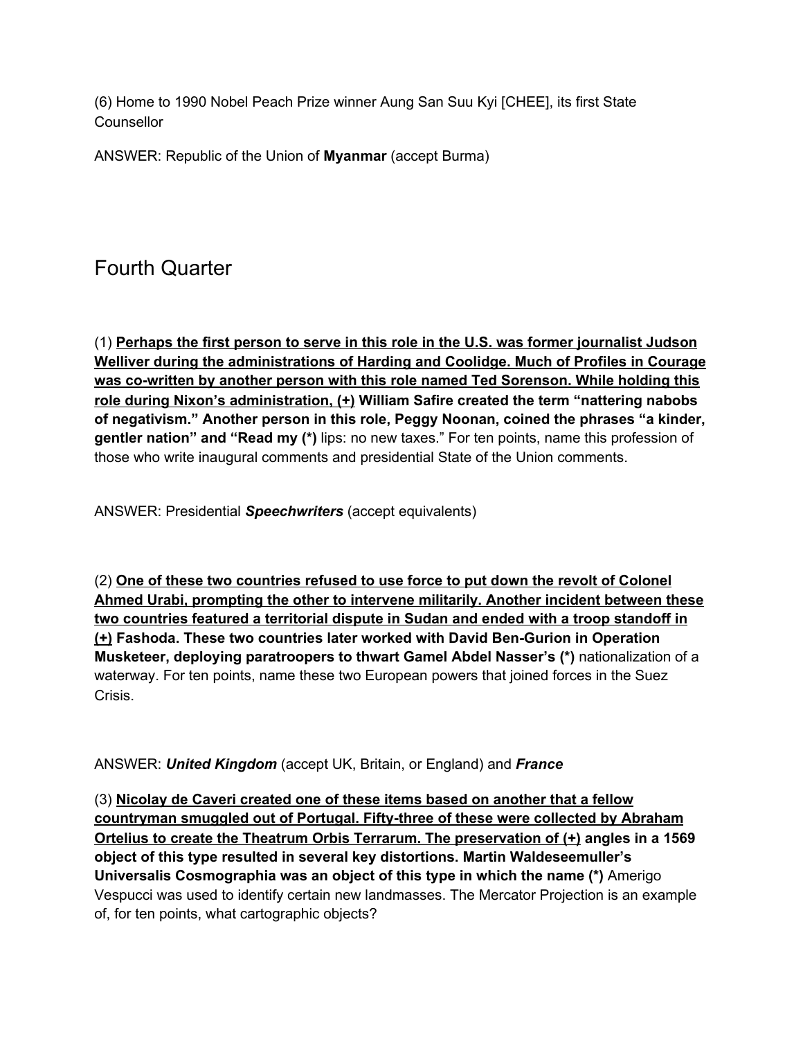(6) Home to 1990 Nobel Peach Prize winner Aung San Suu Kyi [CHEE], its first State Counsellor

ANSWER: Republic of the Union of **Myanmar** (accept Burma)

## Fourth Quarter

(1) <u>**Perhaps the first person to serve in this role in the U.S. was former journalist Judson Welliver during the administrations of Harding and Coolidge. Much of Profiles in Courage was co-written by another person with this role named Ted Sorenson. While holding this role during Nixon's administration, (+)**</u> **William Safire created the term "nattering nabobs of negativism." Another person in this role, Peggy Noonan, coined the phrases "a kinder, gentler nation" and "Read my (*)** lips: no new taxes." For ten points, name this profession of those who write inaugural comments and presidential State of the Union comments.

ANSWER: Presidential ***Speechwriters*** (accept equivalents)

(2) <u>**One of these two countries refused to use force to put down the revolt of Colonel Ahmed Urabi, prompting the other to intervene militarily. Another incident between these two countries featured a territorial dispute in Sudan and ended with a troop standoff in (+)**</u> **Fashoda. These two countries later worked with David Ben-Gurion in Operation Musketeer, deploying paratroopers to thwart Gamel Abdel Nasser's (*)** nationalization of a waterway. For ten points, name these two European powers that joined forces in the Suez Crisis.

ANSWER: ***United Kingdom*** (accept UK, Britain, or England) and ***France***

(3) <u>**Nicolay de Caveri created one of these items based on another that a fellow countryman smuggled out of Portugal. Fifty-three of these were collected by Abraham Ortelius to create the Theatrum Orbis Terrarum. The preservation of (+)**</u> **angles in a 1569 object of this type resulted in several key distortions. Martin Waldeseemuller's Universalis Cosmographia was an object of this type in which the name (*)** Amerigo Vespucci was used to identify certain new landmasses. The Mercator Projection is an example of, for ten points, what cartographic objects?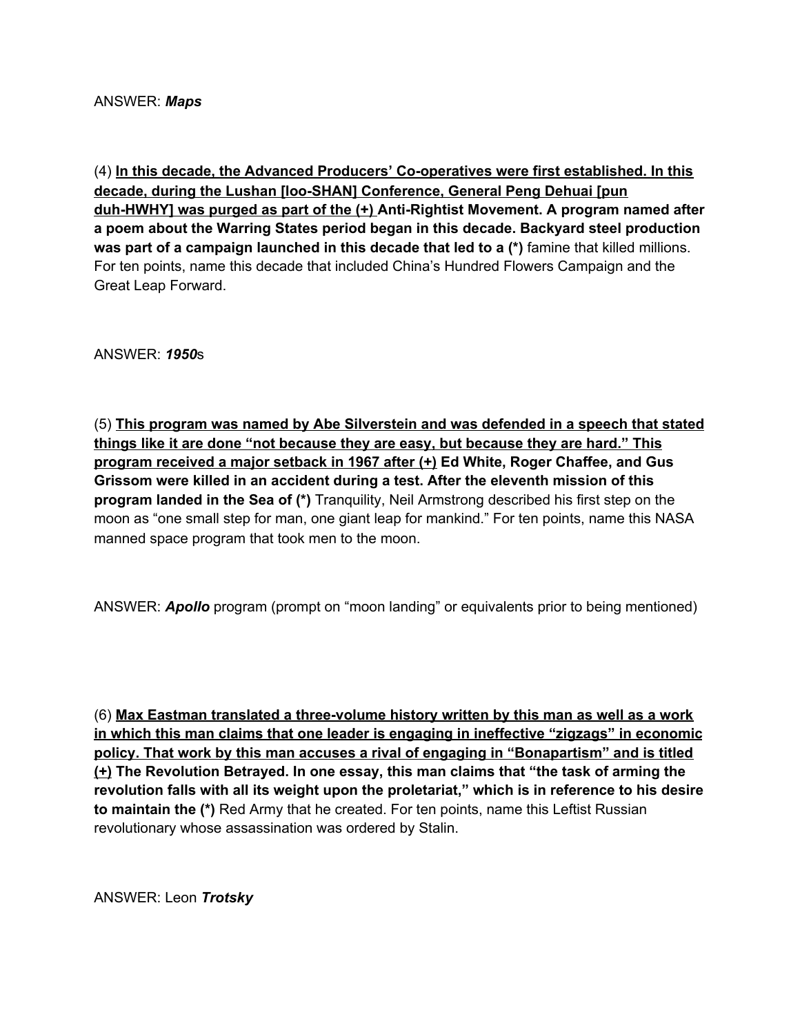ANSWER: ***Maps***

(4) <u>**In this decade, the Advanced Producers' Co-operatives were first established. In this decade, during the Lushan [loo-SHAN] Conference, General Peng Dehuai [pun duh-HWHY] was purged as part of the (+)**</u> **Anti-Rightist Movement. A program named after a poem about the Warring States period began in this decade. Backyard steel production was part of a campaign launched in this decade that led to a (*)** famine that killed millions. For ten points, name this decade that included China's Hundred Flowers Campaign and the Great Leap Forward.

ANSWER: ***1950***s

(5) <u>**This program was named by Abe Silverstein and was defended in a speech that stated things like it are done "not because they are easy, but because they are hard." This program received a major setback in 1967 after (+)**</u> **Ed White, Roger Chaffee, and Gus Grissom were killed in an accident during a test. After the eleventh mission of this program landed in the Sea of (*)** Tranquility, Neil Armstrong described his first step on the moon as "one small step for man, one giant leap for mankind." For ten points, name this NASA manned space program that took men to the moon.

ANSWER: ***Apollo*** program (prompt on "moon landing" or equivalents prior to being mentioned)

(6) <u>**Max Eastman translated a three-volume history written by this man as well as a work in which this man claims that one leader is engaging in ineffective "zigzags" in economic policy. That work by this man accuses a rival of engaging in "Bonapartism" and is titled (+)**</u> **The Revolution Betrayed. In one essay, this man claims that "the task of arming the revolution falls with all its weight upon the proletariat," which is in reference to his desire to maintain the (*)** Red Army that he created. For ten points, name this Leftist Russian revolutionary whose assassination was ordered by Stalin.

ANSWER: Leon ***Trotsky***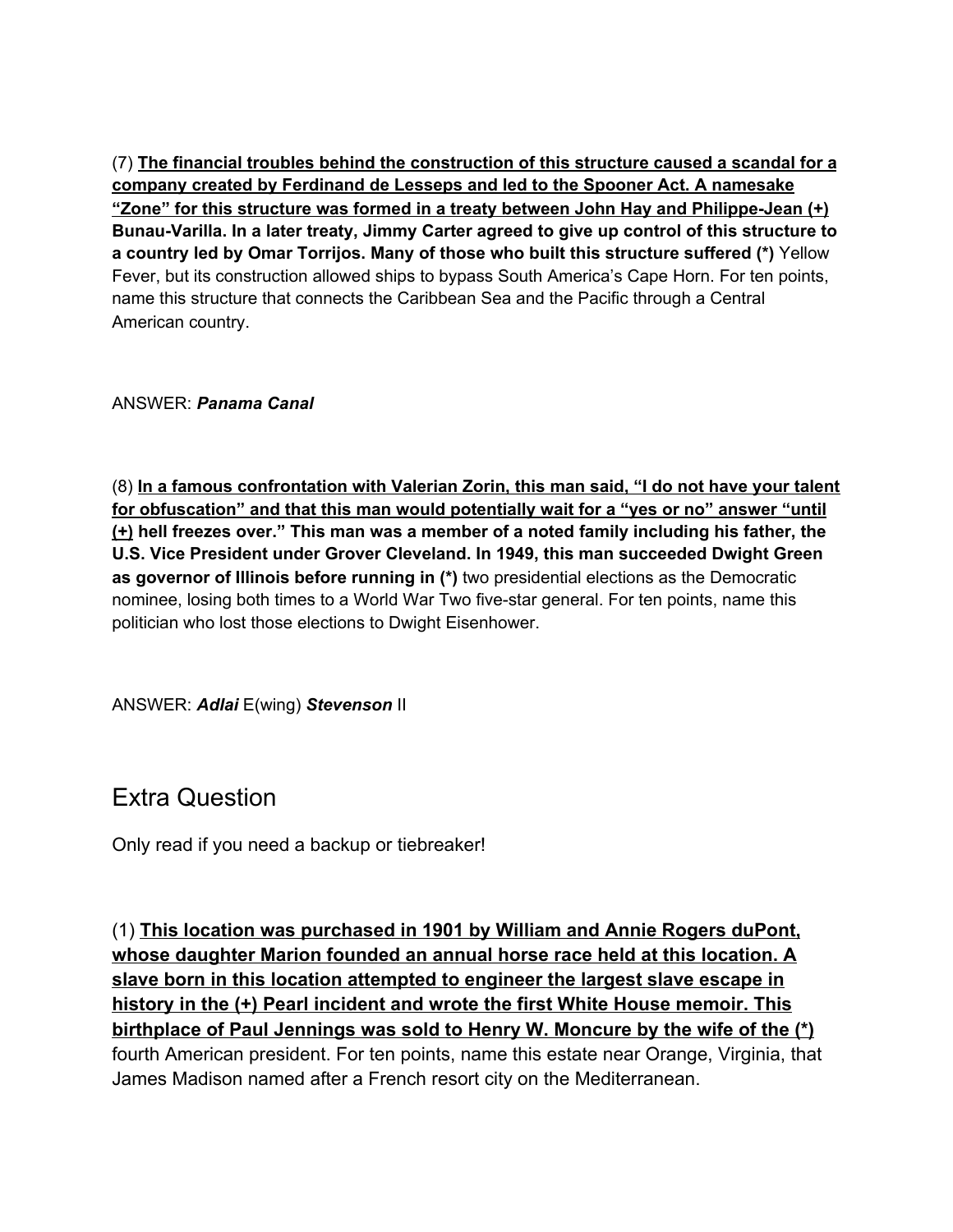(7) **<u>The financial troubles behind the construction of this structure caused a scandal for a company created by Ferdinand de Lesseps and led to the Spooner Act. A namesake "Zone" for this structure was formed in a treaty between John Hay and Philippe-Jean (+)</u> Bunau-Varilla. In a later treaty, Jimmy Carter agreed to give up control of this structure to a country led by Omar Torrijos. Many of those who built this structure suffered (*)** Yellow Fever, but its construction allowed ships to bypass South America's Cape Horn. For ten points, name this structure that connects the Caribbean Sea and the Pacific through a Central American country.

ANSWER: ***Panama Canal***

(8) **<u>In a famous confrontation with Valerian Zorin, this man said, "I do not have your talent for obfuscation" and that this man would potentially wait for a "yes or no" answer "until (+)</u> hell freezes over." This man was a member of a noted family including his father, the U.S. Vice President under Grover Cleveland. In 1949, this man succeeded Dwight Green as governor of Illinois before running in (*)** two presidential elections as the Democratic nominee, losing both times to a World War Two five-star general. For ten points, name this politician who lost those elections to Dwight Eisenhower.

ANSWER: ***Adlai*** E(wing) ***Stevenson*** II

# Extra Question

Only read if you need a backup or tiebreaker!

(1) **<u>This location was purchased in 1901 by William and Annie Rogers duPont, whose daughter Marion founded an annual horse race held at this location. A slave born in this location attempted to engineer the largest slave escape in history in the (+) Pearl incident and wrote the first White House memoir. This birthplace of Paul Jennings was sold to Henry W. Moncure by the wife of the (*)</u>** fourth American president. For ten points, name this estate near Orange, Virginia, that James Madison named after a French resort city on the Mediterranean.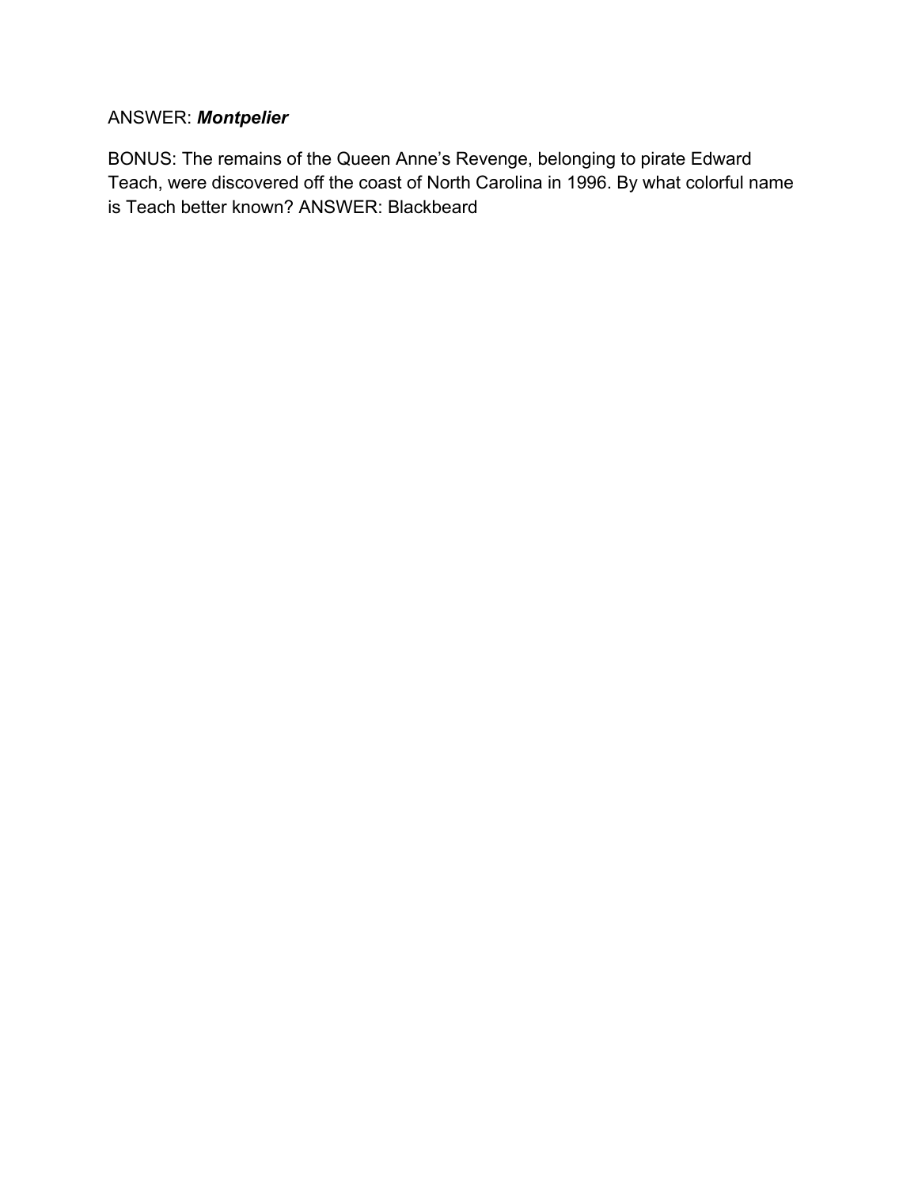ANSWER: ***Montpelier***

BONUS: The remains of the Queen Anne's Revenge, belonging to pirate Edward Teach, were discovered off the coast of North Carolina in 1996. By what colorful name is Teach better known? ANSWER: Blackbeard